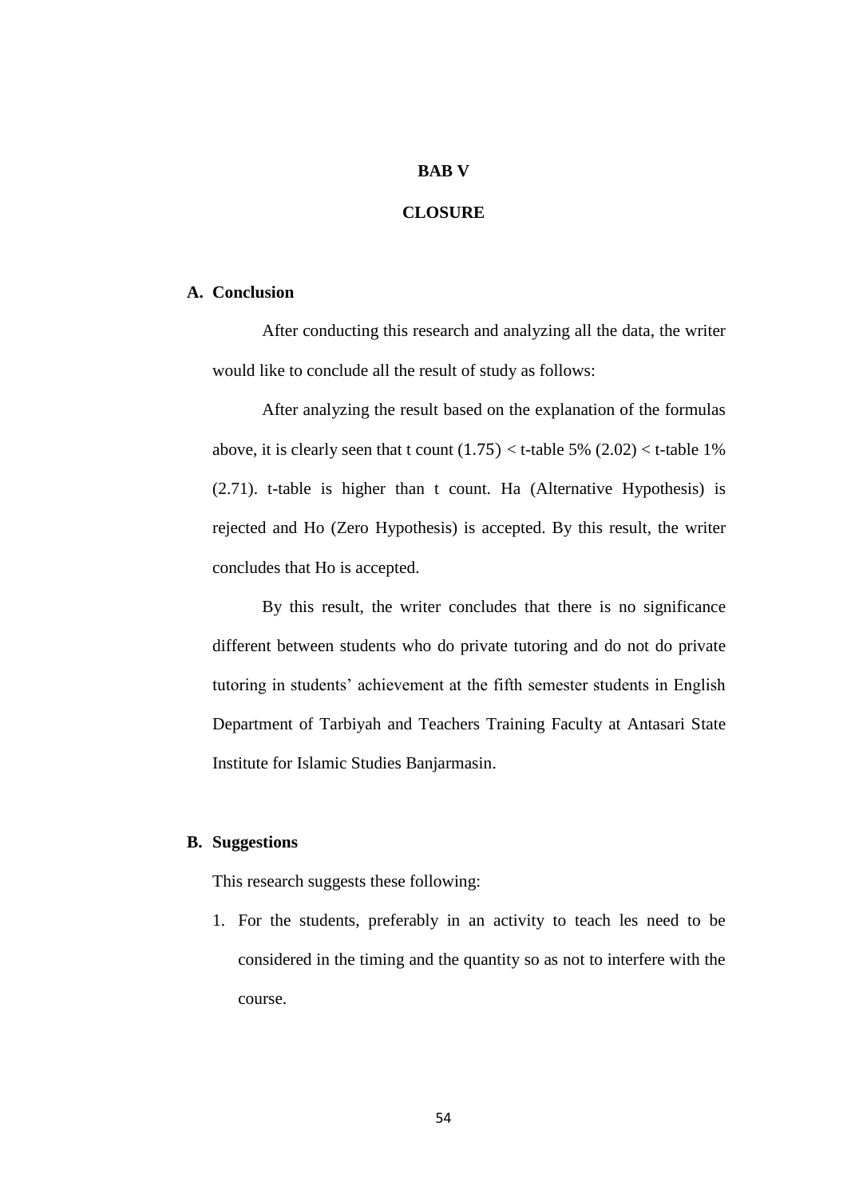# BAB V

# CLOSURE

## A. Conclusion

After conducting this research and analyzing all the data, the writer would like to conclude all the result of study as follows:

After analyzing the result based on the explanation of the formulas above, it is clearly seen that t count (1.75) < t-table 5% (2.02) < t-table 1% (2.71). t-table is higher than t count. Ha (Alternative Hypothesis) is rejected and Ho (Zero Hypothesis) is accepted. By this result, the writer concludes that Ho is accepted.

By this result, the writer concludes that there is no significance different between students who do private tutoring and do not do private tutoring in students' achievement at the fifth semester students in English Department of Tarbiyah and Teachers Training Faculty at Antasari State Institute for Islamic Studies Banjarmasin.

## B. Suggestions

This research suggests these following:

1. For the students, preferably in an activity to teach les need to be considered in the timing and the quantity so as not to interfere with the course.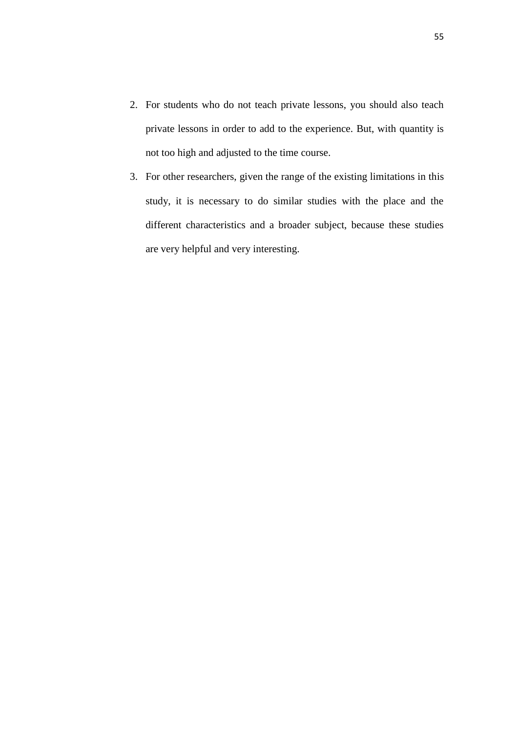2. For students who do not teach private lessons, you should also teach private lessons in order to add to the experience. But, with quantity is not too high and adjusted to the time course.
3. For other researchers, given the range of the existing limitations in this study, it is necessary to do similar studies with the place and the different characteristics and a broader subject, because these studies are very helpful and very interesting.